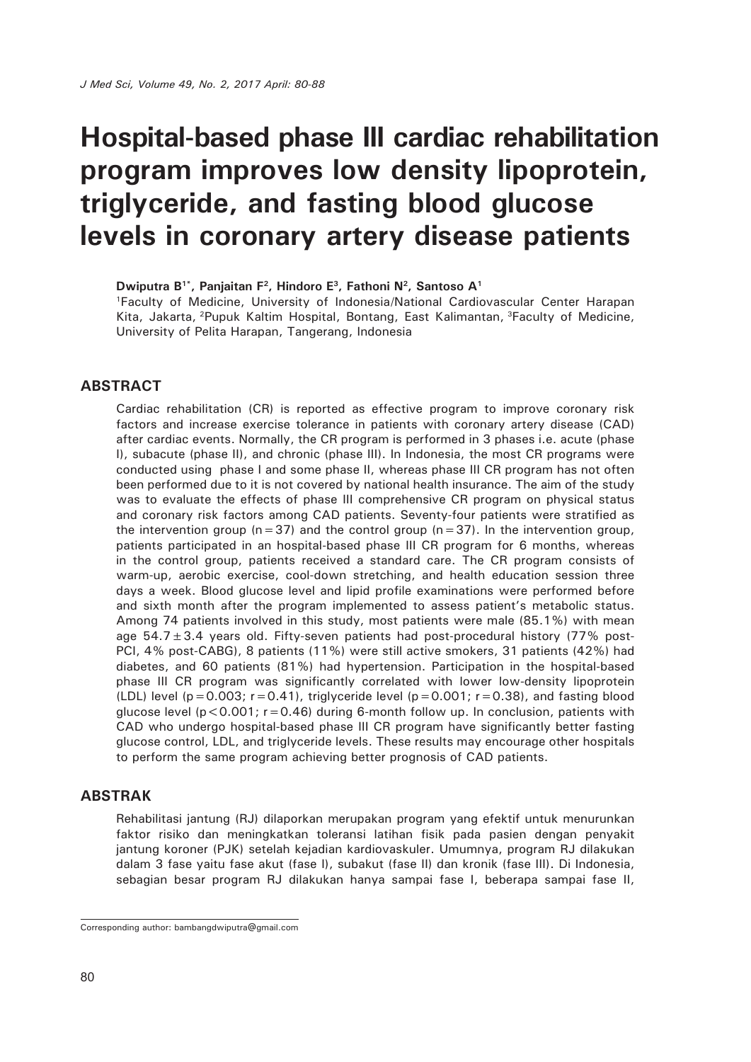# Hospital-based phase III cardiac rehabilitation program improves low density lipoprotein, triglyceride, and fasting blood glucose levels in coronary artery disease patients

**Dwiputra B[1*], Panjaitan F[2], Hindoro E[3], Fathoni N[2], Santoso A[1]**

[1]Faculty of Medicine, University of Indonesia/National Cardiovascular Center Harapan Kita, Jakarta, [2]Pupuk Kaltim Hospital, Bontang, East Kalimantan, [3]Faculty of Medicine, University of Pelita Harapan, Tangerang, Indonesia

## ABSTRACT

Cardiac rehabilitation (CR) is reported as effective program to improve coronary risk factors and increase exercise tolerance in patients with coronary artery disease (CAD) after cardiac events. Normally, the CR program is performed in 3 phases i.e. acute (phase I), subacute (phase II), and chronic (phase III). In Indonesia, the most CR programs were conducted using phase I and some phase II, whereas phase III CR program has not often been performed due to it is not covered by national health insurance. The aim of the study was to evaluate the effects of phase III comprehensive CR program on physical status and coronary risk factors among CAD patients. Seventy-four patients were stratified as the intervention group ($n = 37$) and the control group ($n = 37$). In the intervention group, patients participated in an hospital-based phase III CR program for 6 months, whereas in the control group, patients received a standard care. The CR program consists of warm-up, aerobic exercise, cool-down stretching, and health education session three days a week. Blood glucose level and lipid profile examinations were performed before and sixth month after the program implemented to assess patient's metabolic status. Among 74 patients involved in this study, most patients were male (85.1%) with mean age $54.7 \pm 3.4$ years old. Fifty-seven patients had post-procedural history (77% post-PCI, 4% post-CABG), 8 patients (11%) were still active smokers, 31 patients (42%) had diabetes, and 60 patients (81%) had hypertension. Participation in the hospital-based phase III CR program was significantly correlated with lower low-density lipoprotein (LDL) level ($p = 0.003$; $r = 0.41$), triglyceride level ($p = 0.001$; $r = 0.38$), and fasting blood glucose level ($p < 0.001$; $r = 0.46$) during 6-month follow up. In conclusion, patients with CAD who undergo hospital-based phase III CR program have significantly better fasting glucose control, LDL, and triglyceride levels. These results may encourage other hospitals to perform the same program achieving better prognosis of CAD patients.

## ABSTRAK

Rehabilitasi jantung (RJ) dilaporkan merupakan program yang efektif untuk menurunkan faktor risiko dan meningkatkan toleransi latihan fisik pada pasien dengan penyakit jantung koroner (PJK) setelah kejadian kardiovaskuler. Umumnya, program RJ dilakukan dalam 3 fase yaitu fase akut (fase I), subakut (fase II) dan kronik (fase III). Di Indonesia, sebagian besar program RJ dilakukan hanya sampai fase I, beberapa sampai fase II,

Corresponding author: bambangdwiputra@gmail.com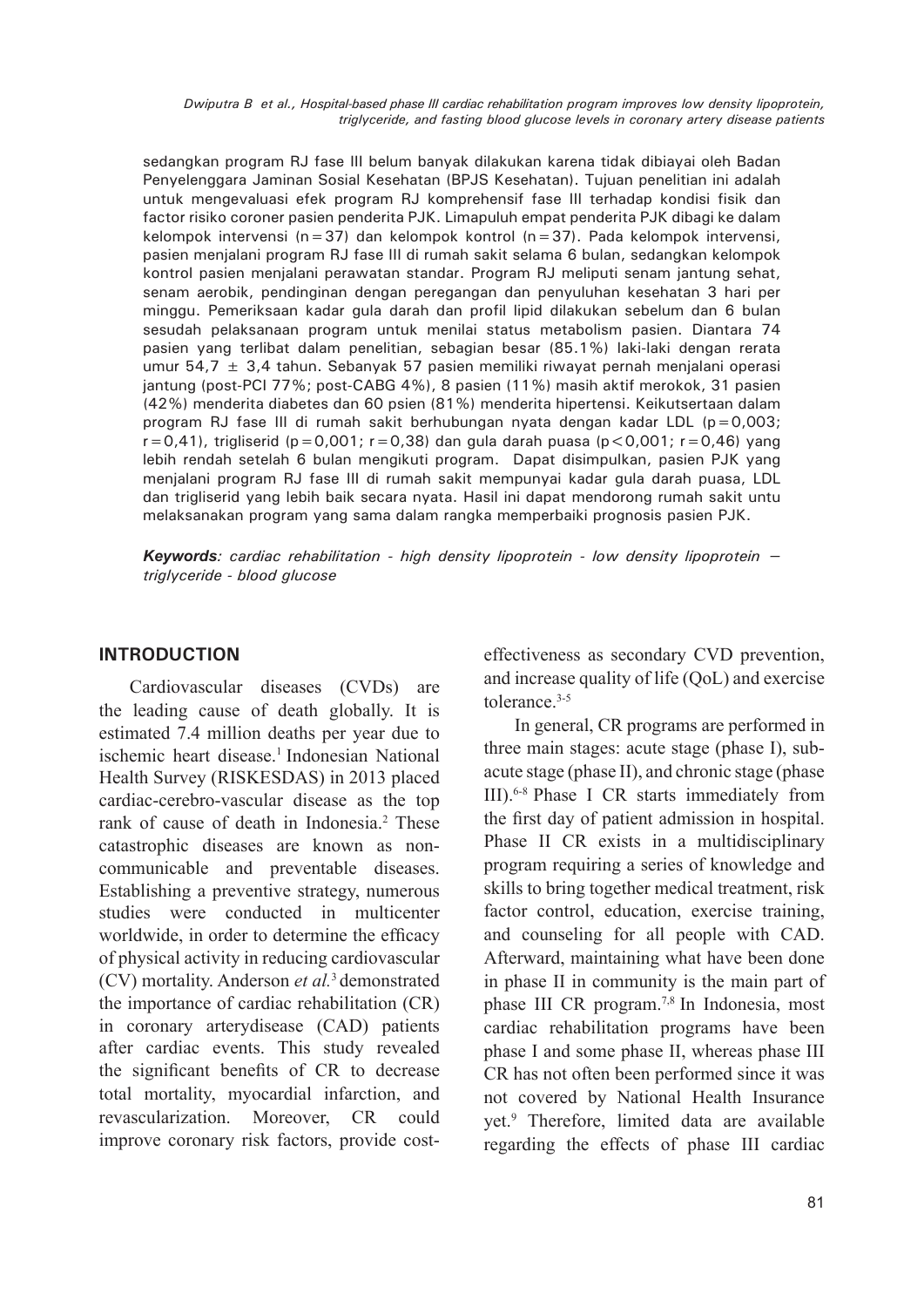sedangkan program RJ fase III belum banyak dilakukan karena tidak dibiayai oleh Badan Penyelenggara Jaminan Sosial Kesehatan (BPJS Kesehatan). Tujuan penelitian ini adalah untuk mengevaluasi efek program RJ komprehensif fase III terhadap kondisi fisik dan factor risiko coroner pasien penderita PJK. Limapuluh empat penderita PJK dibagi ke dalam kelompok intervensi (n=37) dan kelompok kontrol (n=37). Pada kelompok intervensi, pasien menjalani program RJ fase III di rumah sakit selama 6 bulan, sedangkan kelompok kontrol pasien menjalani perawatan standar. Program RJ meliputi senam jantung sehat, senam aerobik, pendinginan dengan peregangan dan penyuluhan kesehatan 3 hari per minggu. Pemeriksaan kadar gula darah dan profil lipid dilakukan sebelum dan 6 bulan sesudah pelaksanaan program untuk menilai status metabolism pasien. Diantara 74 pasien yang terlibat dalam penelitian, sebagian besar (85.1%) laki-laki dengan rerata umur 54,7 ± 3,4 tahun. Sebanyak 57 pasien memiliki riwayat pernah menjalani operasi jantung (post-PCI 77%; post-CABG 4%), 8 pasien (11%) masih aktif merokok, 31 pasien (42%) menderita diabetes dan 60 psien (81%) menderita hipertensi. Keikutsertaan dalam program RJ fase III di rumah sakit berhubungan nyata dengan kadar LDL (p=0,003; r=0,41), trigliserid (p=0,001; r=0,38) dan gula darah puasa (p<0,001; r=0,46) yang lebih rendah setelah 6 bulan mengikuti program. Dapat disimpulkan, pasien PJK yang menjalani program RJ fase III di rumah sakit mempunyai kadar gula darah puasa, LDL dan trigliserid yang lebih baik secara nyata. Hasil ini dapat mendorong rumah sakit untu melaksanakan program yang sama dalam rangka memperbaiki prognosis pasien PJK.

***Keywords**: cardiac rehabilitation - high density lipoprotein - low density lipoprotein – triglyceride - blood glucose*

## INTRODUCTION

Cardiovascular diseases (CVDs) are the leading cause of death globally. It is estimated 7.4 million deaths per year due to ischemic heart disease.[1] Indonesian National Health Survey (RISKESDAS) in 2013 placed cardiac-cerebro-vascular disease as the top rank of cause of death in Indonesia.[2] These catastrophic diseases are known as non-communicable and preventable diseases. Establishing a preventive strategy, numerous studies were conducted in multicenter worldwide, in order to determine the efficacy of physical activity in reducing cardiovascular (CV) mortality. Anderson *et al.*[3] demonstrated the importance of cardiac rehabilitation (CR) in coronary arterydisease (CAD) patients after cardiac events. This study revealed the significant benefits of CR to decrease total mortality, myocardial infarction, and revascularization. Moreover, CR could improve coronary risk factors, provide cost-effectiveness as secondary CVD prevention, and increase quality of life (QoL) and exercise tolerance.[3-5]

In general, CR programs are performed in three main stages: acute stage (phase I), sub-acute stage (phase II), and chronic stage (phase III).[6-8] Phase I CR starts immediately from the first day of patient admission in hospital. Phase II CR exists in a multidisciplinary program requiring a series of knowledge and skills to bring together medical treatment, risk factor control, education, exercise training, and counseling for all people with CAD. Afterward, maintaining what have been done in phase II in community is the main part of phase III CR program.[7,8] In Indonesia, most cardiac rehabilitation programs have been phase I and some phase II, whereas phase III CR has not often been performed since it was not covered by National Health Insurance yet.[9] Therefore, limited data are available regarding the effects of phase III cardiac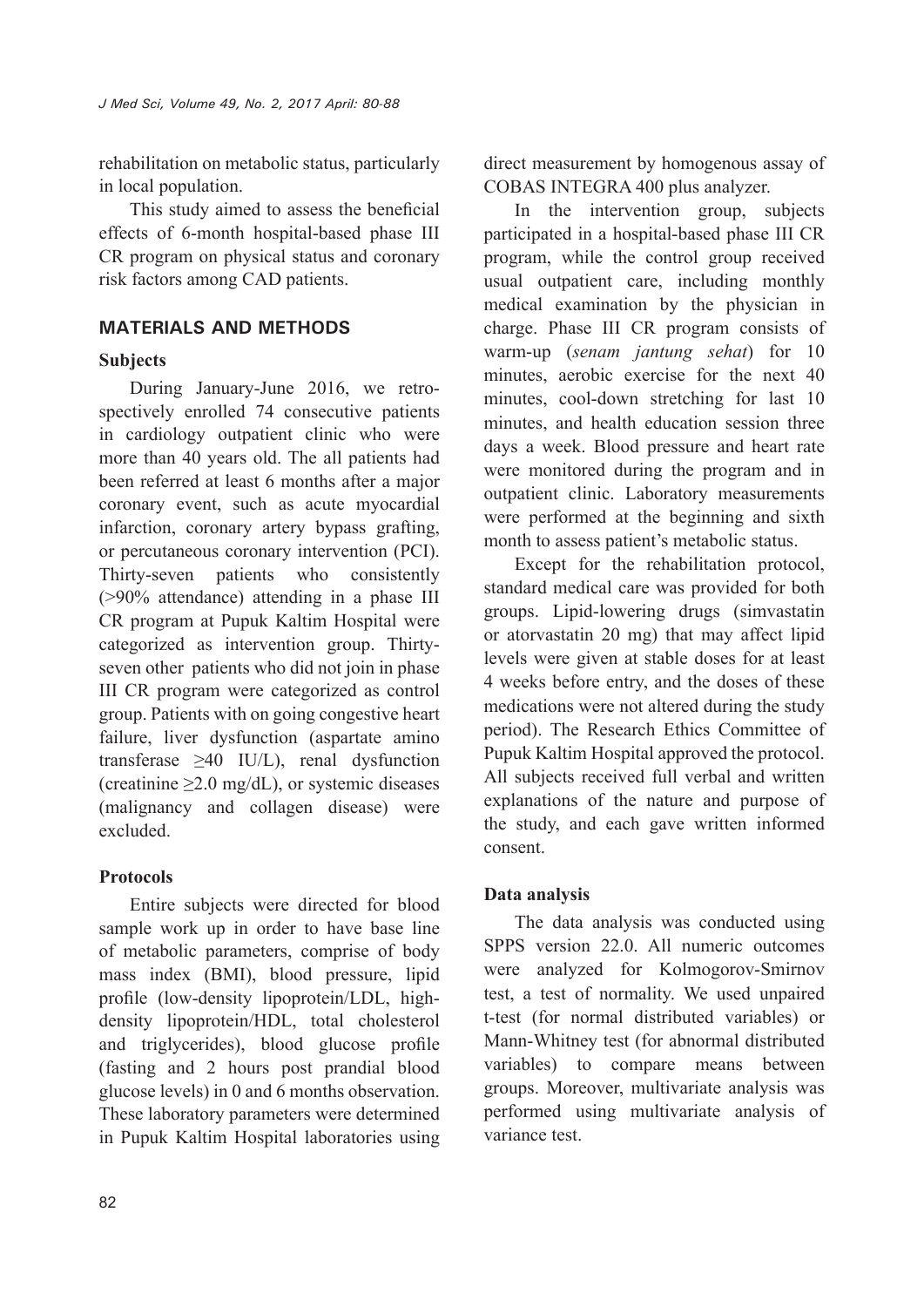rehabilitation on metabolic status, particularly in local population.

This study aimed to assess the beneficial effects of 6-month hospital-based phase III CR program on physical status and coronary risk factors among CAD patients.

## MATERIALS AND METHODS

### Subjects

During January-June 2016, we retrospectively enrolled 74 consecutive patients in cardiology outpatient clinic who were more than 40 years old. The all patients had been referred at least 6 months after a major coronary event, such as acute myocardial infarction, coronary artery bypass grafting, or percutaneous coronary intervention (PCI). Thirty-seven patients who consistently (>90% attendance) attending in a phase III CR program at Pupuk Kaltim Hospital were categorized as intervention group. Thirty-seven other patients who did not join in phase III CR program were categorized as control group. Patients with on going congestive heart failure, liver dysfunction (aspartate amino transferase ≥40 IU/L), renal dysfunction (creatinine ≥2.0 mg/dL), or systemic diseases (malignancy and collagen disease) were excluded.

### Protocols

Entire subjects were directed for blood sample work up in order to have base line of metabolic parameters, comprise of body mass index (BMI), blood pressure, lipid profile (low-density lipoprotein/LDL, high-density lipoprotein/HDL, total cholesterol and triglycerides), blood glucose profile (fasting and 2 hours post prandial blood glucose levels) in 0 and 6 months observation. These laboratory parameters were determined in Pupuk Kaltim Hospital laboratories using direct measurement by homogenous assay of COBAS INTEGRA 400 plus analyzer.

In the intervention group, subjects participated in a hospital-based phase III CR program, while the control group received usual outpatient care, including monthly medical examination by the physician in charge. Phase III CR program consists of warm-up (*senam jantung sehat*) for 10 minutes, aerobic exercise for the next 40 minutes, cool-down stretching for last 10 minutes, and health education session three days a week. Blood pressure and heart rate were monitored during the program and in outpatient clinic. Laboratory measurements were performed at the beginning and sixth month to assess patient's metabolic status.

Except for the rehabilitation protocol, standard medical care was provided for both groups. Lipid-lowering drugs (simvastatin or atorvastatin 20 mg) that may affect lipid levels were given at stable doses for at least 4 weeks before entry, and the doses of these medications were not altered during the study period). The Research Ethics Committee of Pupuk Kaltim Hospital approved the protocol. All subjects received full verbal and written explanations of the nature and purpose of the study, and each gave written informed consent.

### Data analysis

The data analysis was conducted using SPPS version 22.0. All numeric outcomes were analyzed for Kolmogorov-Smirnov test, a test of normality. We used unpaired t-test (for normal distributed variables) or Mann-Whitney test (for abnormal distributed variables) to compare means between groups. Moreover, multivariate analysis was performed using multivariate analysis of variance test.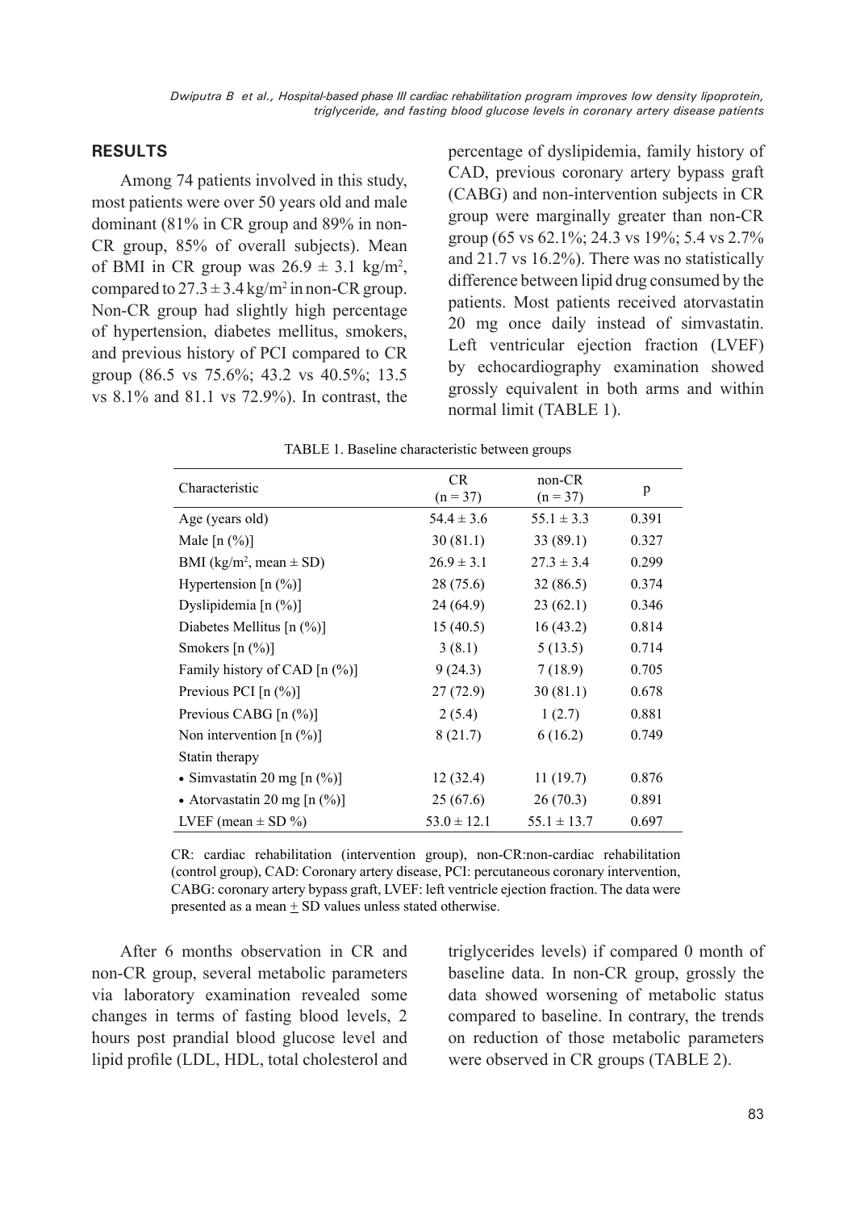## RESULTS

Among 74 patients involved in this study, most patients were over 50 years old and male dominant (81% in CR group and 89% in non-CR group, 85% of overall subjects). Mean of BMI in CR group was $26.9 \pm 3.1$ kg/m$^2$, compared to $27.3 \pm 3.4$ kg/m$^2$ in non-CR group. Non-CR group had slightly high percentage of hypertension, diabetes mellitus, smokers, and previous history of PCI compared to CR group (86.5 vs 75.6%; 43.2 vs 40.5%; 13.5 vs 8.1% and 81.1 vs 72.9%). In contrast, the percentage of dyslipidemia, family history of CAD, previous coronary artery bypass graft (CABG) and non-intervention subjects in CR group were marginally greater than non-CR group (65 vs 62.1%; 24.3 vs 19%; 5.4 vs 2.7% and 21.7 vs 16.2%). There was no statistically difference between lipid drug consumed by the patients. Most patients received atorvastatin 20 mg once daily instead of simvastatin. Left ventricular ejection fraction (LVEF) by echocardiography examination showed grossly equivalent in both arms and within normal limit (TABLE 1).

TABLE 1. Baseline characteristic between groups

| Characteristic | CR (n = 37) | non-CR (n = 37) | p |
|---|---|---|---|
| Age (years old) | $54.4 \pm 3.6$ | $55.1 \pm 3.3$ | 0.391 |
| Male [n (%)] | 30 (81.1) | 33 (89.1) | 0.327 |
| BMI (kg/m$^2$, mean ± SD) | $26.9 \pm 3.1$ | $27.3 \pm 3.4$ | 0.299 |
| Hypertension [n (%)] | 28 (75.6) | 32 (86.5) | 0.374 |
| Dyslipidemia [n (%)] | 24 (64.9) | 23 (62.1) | 0.346 |
| Diabetes Mellitus [n (%)] | 15 (40.5) | 16 (43.2) | 0.814 |
| Smokers [n (%)] | 3 (8.1) | 5 (13.5) | 0.714 |
| Family history of CAD [n (%)] | 9 (24.3) | 7 (18.9) | 0.705 |
| Previous PCI [n (%)] | 27 (72.9) | 30 (81.1) | 0.678 |
| Previous CABG [n (%)] | 2 (5.4) | 1 (2.7) | 0.881 |
| Non intervention [n (%)] | 8 (21.7) | 6 (16.2) | 0.749 |
| Statin therapy | | | |
| • Simvastatin 20 mg [n (%)] | 12 (32.4) | 11 (19.7) | 0.876 |
| • Atorvastatin 20 mg [n (%)] | 25 (67.6) | 26 (70.3) | 0.891 |
| LVEF (mean ± SD %) | $53.0 \pm 12.1$ | $55.1 \pm 13.7$ | 0.697 |

CR: cardiac rehabilitation (intervention group), non-CR:non-cardiac rehabilitation (control group), CAD: Coronary artery disease, PCI: percutaneous coronary intervention, CABG: coronary artery bypass graft, LVEF: left ventricle ejection fraction. The data were presented as a mean ± SD values unless stated otherwise.

After 6 months observation in CR and non-CR group, several metabolic parameters via laboratory examination revealed some changes in terms of fasting blood levels, 2 hours post prandial blood glucose level and lipid profile (LDL, HDL, total cholesterol and triglycerides levels) if compared 0 month of baseline data. In non-CR group, grossly the data showed worsening of metabolic status compared to baseline. In contrary, the trends on reduction of those metabolic parameters were observed in CR groups (TABLE 2).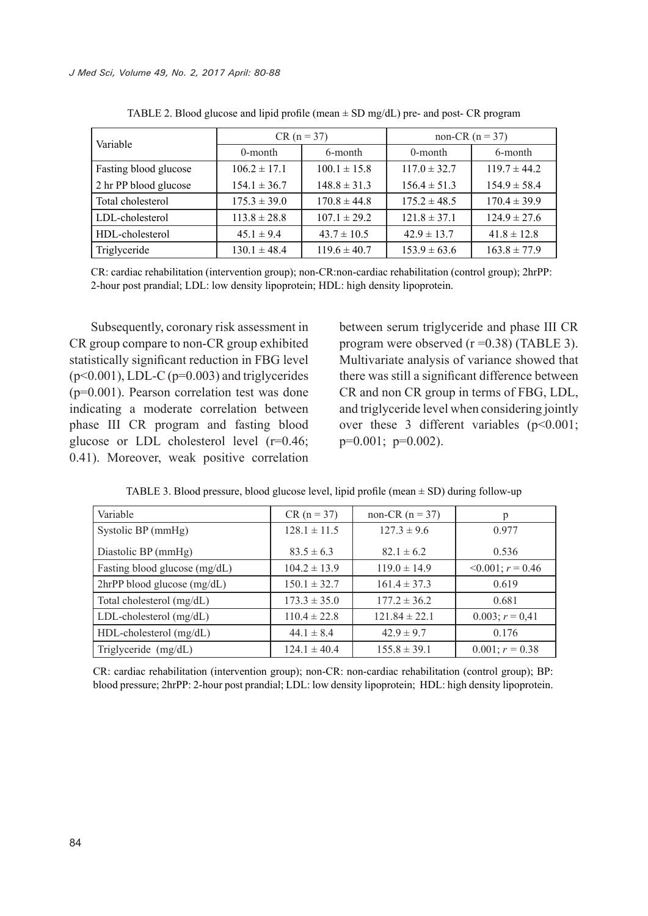TABLE 2. Blood glucose and lipid profile (mean ± SD mg/dL) pre- and post- CR program

| Variable | CR (n = 37) | | non-CR (n = 37) | |
|---|---|---|---|---|
| | 0-month | 6-month | 0-month | 6-month |
| Fasting blood glucose | 106.2 ± 17.1 | 100.1 ± 15.8 | 117.0 ± 32.7 | 119.7 ± 44.2 |
| 2 hr PP blood glucose | 154.1 ± 36.7 | 148.8 ± 31.3 | 156.4 ± 51.3 | 154.9 ± 58.4 |
| Total cholesterol | 175.3 ± 39.0 | 170.8 ± 44.8 | 175.2 ± 48.5 | 170.4 ± 39.9 |
| LDL-cholesterol | 113.8 ± 28.8 | 107.1 ± 29.2 | 121.8 ± 37.1 | 124.9 ± 27.6 |
| HDL-cholesterol | 45.1 ± 9.4 | 43.7 ± 10.5 | 42.9 ± 13.7 | 41.8 ± 12.8 |
| Triglyceride | 130.1 ± 48.4 | 119.6 ± 40.7 | 153.9 ± 63.6 | 163.8 ± 77.9 |

CR: cardiac rehabilitation (intervention group); non-CR:non-cardiac rehabilitation (control group); 2hrPP: 2-hour post prandial; LDL: low density lipoprotein; HDL: high density lipoprotein.

Subsequently, coronary risk assessment in CR group compare to non-CR group exhibited statistically significant reduction in FBG level ($p<0.001$), LDL-C ($p=0.003$) and triglycerides ($p=0.001$). Pearson correlation test was done indicating a moderate correlation between phase III CR program and fasting blood glucose or LDL cholesterol level ($r=0.46$; 0.41). Moreover, weak positive correlation between serum triglyceride and phase III CR program were observed ($r=0.38$) (TABLE 3). Multivariate analysis of variance showed that there was still a significant difference between CR and non CR group in terms of FBG, LDL, and triglyceride level when considering jointly over these 3 different variables ($p<0.001$; $p=0.001$; $p=0.002$).

TABLE 3. Blood pressure, blood glucose level, lipid profile (mean ± SD) during follow-up

| Variable | CR (n = 37) | non-CR (n = 37) | p |
|---|---|---|---|
| Systolic BP (mmHg) | 128.1 ± 11.5 | 127.3 ± 9.6 | 0.977 |
| Diastolic BP (mmHg) | 83.5 ± 6.3 | 82.1 ± 6.2 | 0.536 |
| Fasting blood glucose (mg/dL) | 104.2 ± 13.9 | 119.0 ± 14.9 | <0.001; $r = 0.46$ |
| 2hrPP blood glucose (mg/dL) | 150.1 ± 32.7 | 161.4 ± 37.3 | 0.619 |
| Total cholesterol (mg/dL) | 173.3 ± 35.0 | 177.2 ± 36.2 | 0.681 |
| LDL-cholesterol (mg/dL) | 110.4 ± 22.8 | 121.84 ± 22.1 | 0.003; $r = 0{,}41$ |
| HDL-cholesterol (mg/dL) | 44.1 ± 8.4 | 42.9 ± 9.7 | 0.176 |
| Triglyceride (mg/dL) | 124.1 ± 40.4 | 155.8 ± 39.1 | 0.001; $r = 0.38$ |

CR: cardiac rehabilitation (intervention group); non-CR: non-cardiac rehabilitation (control group); BP: blood pressure; 2hrPP: 2-hour post prandial; LDL: low density lipoprotein; HDL: high density lipoprotein.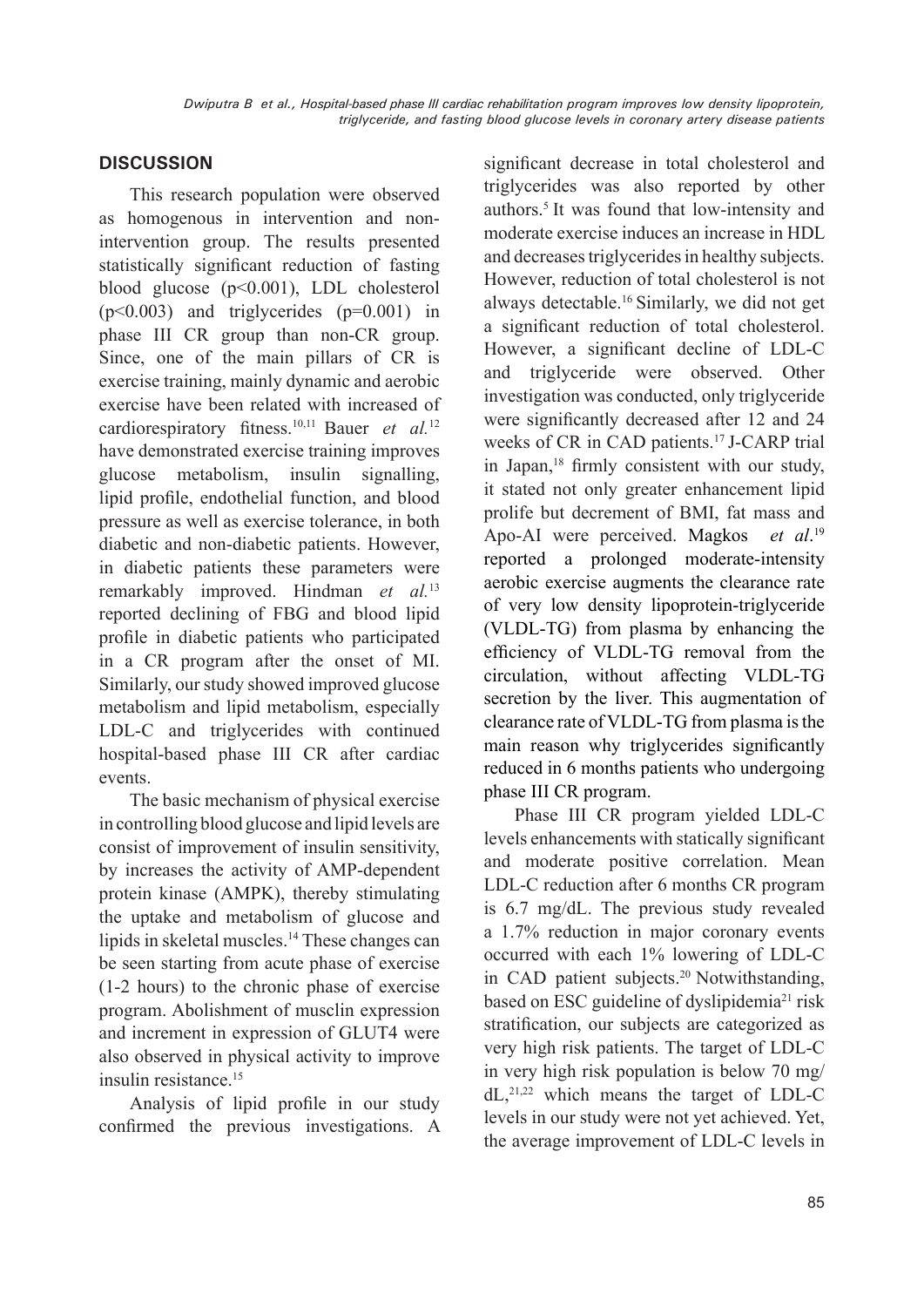## DISCUSSION

This research population were observed as homogenous in intervention and non-intervention group. The results presented statistically significant reduction of fasting blood glucose ($p<0.001$), LDL cholesterol ($p<0.003$) and triglycerides ($p=0.001$) in phase III CR group than non-CR group. Since, one of the main pillars of CR is exercise training, mainly dynamic and aerobic exercise have been related with increased of cardiorespiratory fitness.[10,11] Bauer *et al.*[12] have demonstrated exercise training improves glucose metabolism, insulin signalling, lipid profile, endothelial function, and blood pressure as well as exercise tolerance, in both diabetic and non-diabetic patients. However, in diabetic patients these parameters were remarkably improved. Hindman *et al.*[13] reported declining of FBG and blood lipid profile in diabetic patients who participated in a CR program after the onset of MI. Similarly, our study showed improved glucose metabolism and lipid metabolism, especially LDL-C and triglycerides with continued hospital-based phase III CR after cardiac events.

The basic mechanism of physical exercise in controlling blood glucose and lipid levels are consist of improvement of insulin sensitivity, by increases the activity of AMP-dependent protein kinase (AMPK), thereby stimulating the uptake and metabolism of glucose and lipids in skeletal muscles.[14] These changes can be seen starting from acute phase of exercise (1-2 hours) to the chronic phase of exercise program. Abolishment of musclin expression and increment in expression of GLUT4 were also observed in physical activity to improve insulin resistance.[15]

Analysis of lipid profile in our study confirmed the previous investigations. A significant decrease in total cholesterol and triglycerides was also reported by other authors.[5] It was found that low-intensity and moderate exercise induces an increase in HDL and decreases triglycerides in healthy subjects. However, reduction of total cholesterol is not always detectable.[16] Similarly, we did not get a significant reduction of total cholesterol. However, a significant decline of LDL-C and triglyceride were observed. Other investigation was conducted, only triglyceride were significantly decreased after 12 and 24 weeks of CR in CAD patients.[17] J-CARP trial in Japan,[18] firmly consistent with our study, it stated not only greater enhancement lipid prolife but decrement of BMI, fat mass and Apo-AI were perceived. Magkos *et al*.[19] reported a prolonged moderate-intensity aerobic exercise augments the clearance rate of very low density lipoprotein-triglyceride (VLDL-TG) from plasma by enhancing the efficiency of VLDL-TG removal from the circulation, without affecting VLDL-TG secretion by the liver. This augmentation of clearance rate of VLDL-TG from plasma is the main reason why triglycerides significantly reduced in 6 months patients who undergoing phase III CR program.

Phase III CR program yielded LDL-C levels enhancements with statically significant and moderate positive correlation. Mean LDL-C reduction after 6 months CR program is 6.7 mg/dL. The previous study revealed a 1.7% reduction in major coronary events occurred with each 1% lowering of LDL-C in CAD patient subjects.[20] Notwithstanding, based on ESC guideline of dyslipidemia[21] risk stratification, our subjects are categorized as very high risk patients. The target of LDL-C in very high risk population is below 70 mg/dL,[21,22] which means the target of LDL-C levels in our study were not yet achieved. Yet, the average improvement of LDL-C levels in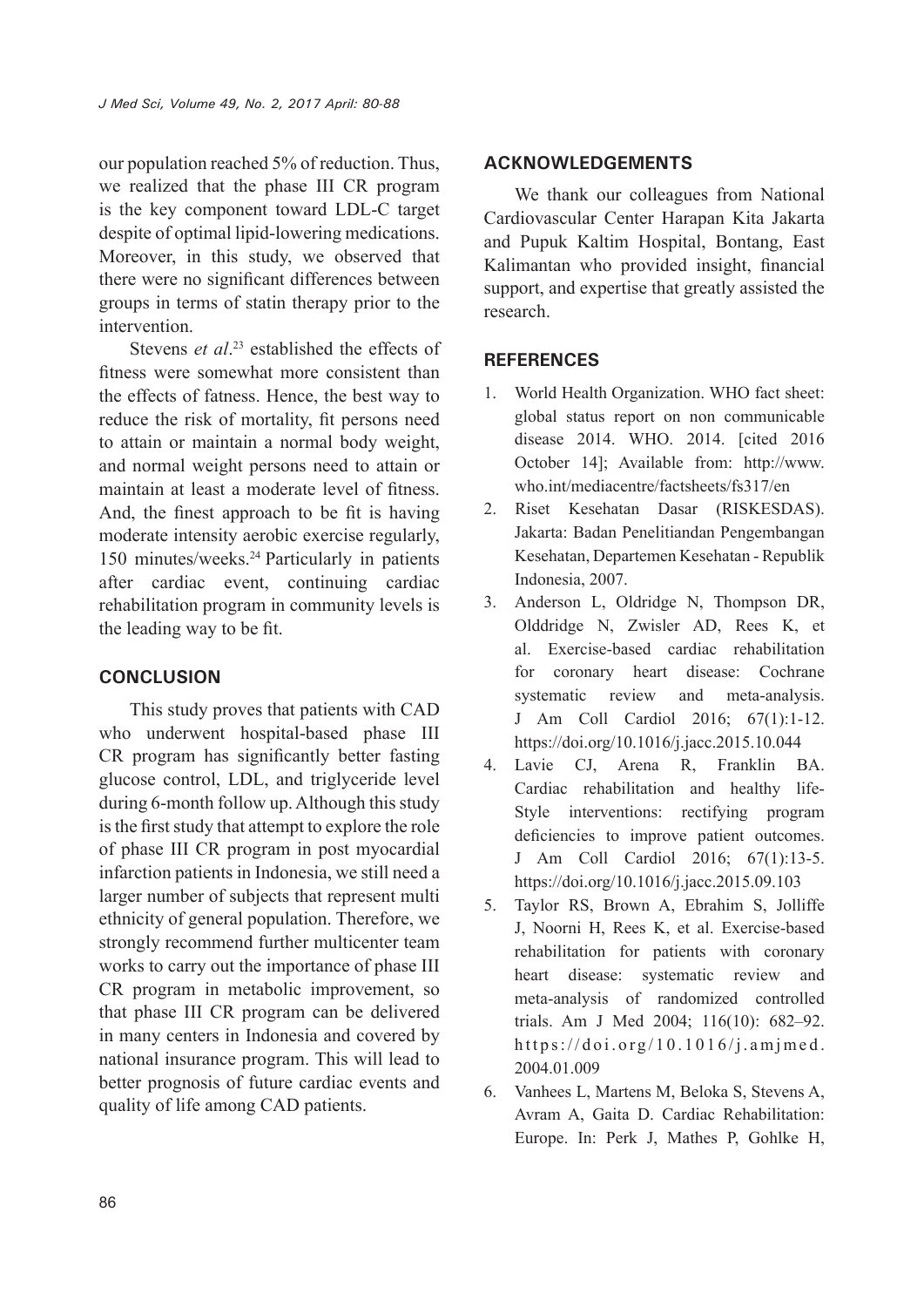our population reached 5% of reduction. Thus, we realized that the phase III CR program is the key component toward LDL-C target despite of optimal lipid-lowering medications. Moreover, in this study, we observed that there were no significant differences between groups in terms of statin therapy prior to the intervention.

Stevens *et al*.[23] established the effects of fitness were somewhat more consistent than the effects of fatness. Hence, the best way to reduce the risk of mortality, fit persons need to attain or maintain a normal body weight, and normal weight persons need to attain or maintain at least a moderate level of fitness. And, the finest approach to be fit is having moderate intensity aerobic exercise regularly, 150 minutes/weeks.[24] Particularly in patients after cardiac event, continuing cardiac rehabilitation program in community levels is the leading way to be fit.

## CONCLUSION

This study proves that patients with CAD who underwent hospital-based phase III CR program has significantly better fasting glucose control, LDL, and triglyceride level during 6-month follow up. Although this study is the first study that attempt to explore the role of phase III CR program in post myocardial infarction patients in Indonesia, we still need a larger number of subjects that represent multi ethnicity of general population. Therefore, we strongly recommend further multicenter team works to carry out the importance of phase III CR program in metabolic improvement, so that phase III CR program can be delivered in many centers in Indonesia and covered by national insurance program. This will lead to better prognosis of future cardiac events and quality of life among CAD patients.

## ACKNOWLEDGEMENTS

We thank our colleagues from National Cardiovascular Center Harapan Kita Jakarta and Pupuk Kaltim Hospital, Bontang, East Kalimantan who provided insight, financial support, and expertise that greatly assisted the research.

## REFERENCES

1. World Health Organization. WHO fact sheet: global status report on non communicable disease 2014. WHO. 2014. [cited 2016 October 14]; Available from: http://www.who.int/mediacentre/factsheets/fs317/en
2. Riset Kesehatan Dasar (RISKESDAS). Jakarta: Badan Penelitiandan Pengembangan Kesehatan, Departemen Kesehatan - Republik Indonesia, 2007.
3. Anderson L, Oldridge N, Thompson DR, Olddridge N, Zwisler AD, Rees K, et al. Exercise-based cardiac rehabilitation for coronary heart disease: Cochrane systematic review and meta-analysis. J Am Coll Cardiol 2016; 67(1):1-12. https://doi.org/10.1016/j.jacc.2015.10.044
4. Lavie CJ, Arena R, Franklin BA. Cardiac rehabilitation and healthy life-Style interventions: rectifying program deficiencies to improve patient outcomes. J Am Coll Cardiol 2016; 67(1):13-5. https://doi.org/10.1016/j.jacc.2015.09.103
5. Taylor RS, Brown A, Ebrahim S, Jolliffe J, Noorni H, Rees K, et al. Exercise-based rehabilitation for patients with coronary heart disease: systematic review and meta-analysis of randomized controlled trials. Am J Med 2004; 116(10): 682–92. https://doi.org/10.1016/j.amjmed.2004.01.009
6. Vanhees L, Martens M, Beloka S, Stevens A, Avram A, Gaita D. Cardiac Rehabilitation: Europe. In: Perk J, Mathes P, Gohlke H,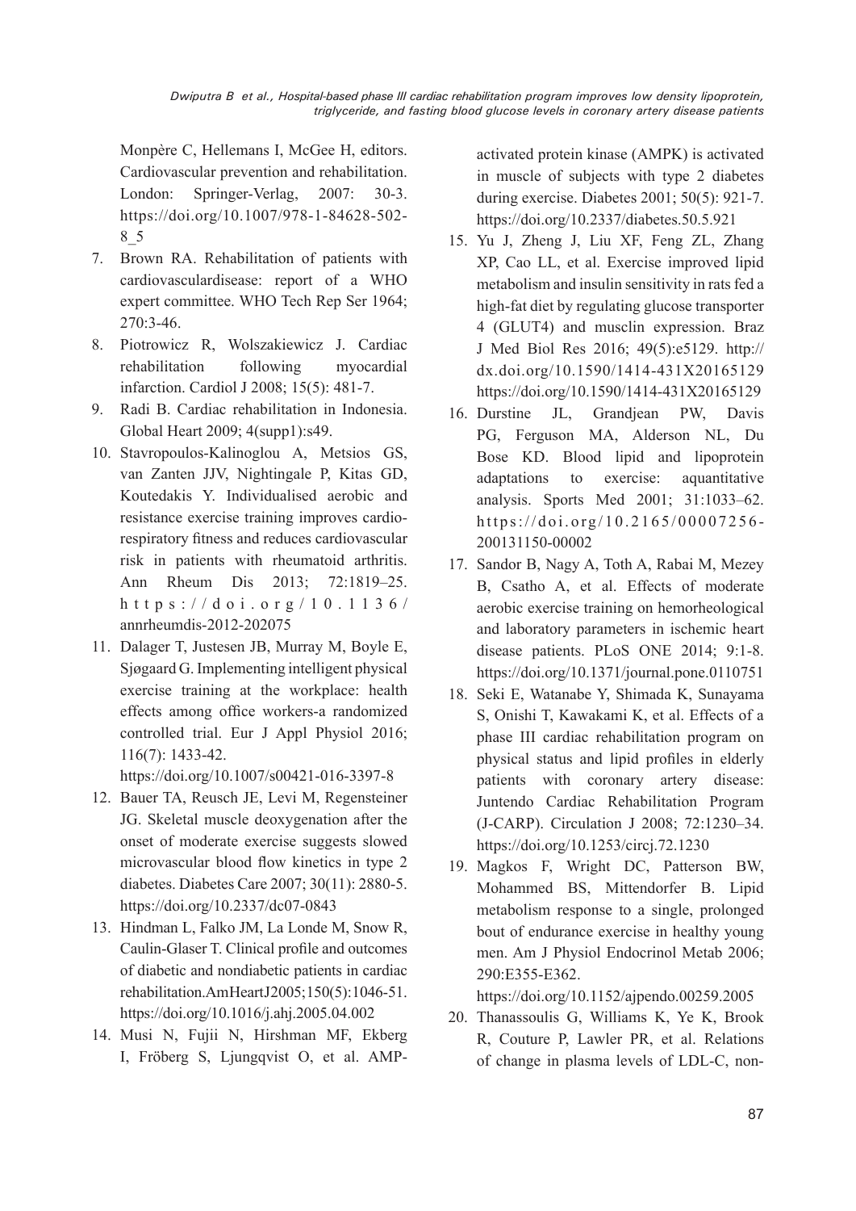Monpère C, Hellemans I, McGee H, editors. Cardiovascular prevention and rehabilitation. London: Springer-Verlag, 2007: 30-3. https://doi.org/10.1007/978-1-84628-502-8_5

7. Brown RA. Rehabilitation of patients with cardiovasculardisease: report of a WHO expert committee. WHO Tech Rep Ser 1964; 270:3-46.
8. Piotrowicz R, Wolszakiewicz J. Cardiac rehabilitation following myocardial infarction. Cardiol J 2008; 15(5): 481-7.
9. Radi B. Cardiac rehabilitation in Indonesia. Global Heart 2009; 4(supp1):s49.
10. Stavropoulos-Kalinoglou A, Metsios GS, van Zanten JJV, Nightingale P, Kitas GD, Koutedakis Y. Individualised aerobic and resistance exercise training improves cardio-respiratory fitness and reduces cardiovascular risk in patients with rheumatoid arthritis. Ann Rheum Dis 2013; 72:1819–25. https://doi.org/10.1136/annrheumdis-2012-202075
11. Dalager T, Justesen JB, Murray M, Boyle E, Sjøgaard G. Implementing intelligent physical exercise training at the workplace: health effects among office workers-a randomized controlled trial. Eur J Appl Physiol 2016; 116(7): 1433-42. https://doi.org/10.1007/s00421-016-3397-8
12. Bauer TA, Reusch JE, Levi M, Regensteiner JG. Skeletal muscle deoxygenation after the onset of moderate exercise suggests slowed microvascular blood flow kinetics in type 2 diabetes. Diabetes Care 2007; 30(11): 2880-5. https://doi.org/10.2337/dc07-0843
13. Hindman L, Falko JM, La Londe M, Snow R, Caulin-Glaser T. Clinical profile and outcomes of diabetic and nondiabetic patients in cardiac rehabilitation.AmHeartJ2005;150(5):1046-51. https://doi.org/10.1016/j.ahj.2005.04.002
14. Musi N, Fujii N, Hirshman MF, Ekberg I, Fröberg S, Ljungqvist O, et al. AMP-activated protein kinase (AMPK) is activated in muscle of subjects with type 2 diabetes during exercise. Diabetes 2001; 50(5): 921-7. https://doi.org/10.2337/diabetes.50.5.921
15. Yu J, Zheng J, Liu XF, Feng ZL, Zhang XP, Cao LL, et al. Exercise improved lipid metabolism and insulin sensitivity in rats fed a high-fat diet by regulating glucose transporter 4 (GLUT4) and musclin expression. Braz J Med Biol Res 2016; 49(5):e5129. http://dx.doi.org/10.1590/1414-431X20165129 https://doi.org/10.1590/1414-431X20165129
16. Durstine JL, Grandjean PW, Davis PG, Ferguson MA, Alderson NL, Du Bose KD. Blood lipid and lipoprotein adaptations to exercise: aquantitative analysis. Sports Med 2001; 31:1033–62. https://doi.org/10.2165/00007256-200131150-00002
17. Sandor B, Nagy A, Toth A, Rabai M, Mezey B, Csatho A, et al. Effects of moderate aerobic exercise training on hemorheological and laboratory parameters in ischemic heart disease patients. PLoS ONE 2014; 9:1-8. https://doi.org/10.1371/journal.pone.0110751
18. Seki E, Watanabe Y, Shimada K, Sunayama S, Onishi T, Kawakami K, et al. Effects of a phase III cardiac rehabilitation program on physical status and lipid profiles in elderly patients with coronary artery disease: Juntendo Cardiac Rehabilitation Program (J-CARP). Circulation J 2008; 72:1230–34. https://doi.org/10.1253/circj.72.1230
19. Magkos F, Wright DC, Patterson BW, Mohammed BS, Mittendorfer B. Lipid metabolism response to a single, prolonged bout of endurance exercise in healthy young men. Am J Physiol Endocrinol Metab 2006; 290:E355-E362. https://doi.org/10.1152/ajpendo.00259.2005
20. Thanassoulis G, Williams K, Ye K, Brook R, Couture P, Lawler PR, et al. Relations of change in plasma levels of LDL-C, non-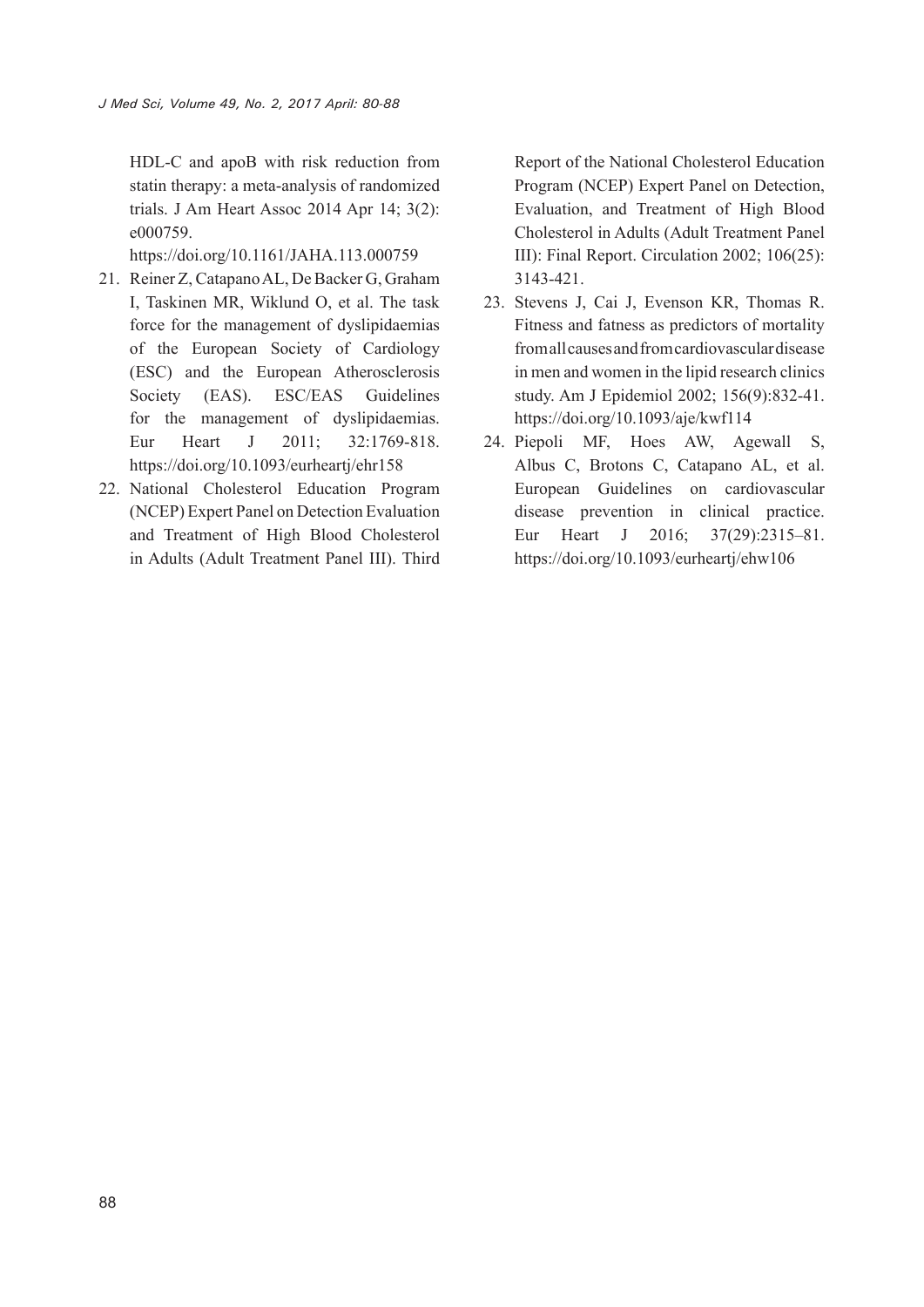HDL-C and apoB with risk reduction from statin therapy: a meta-analysis of randomized trials. J Am Heart Assoc 2014 Apr 14; 3(2): e000759.
https://doi.org/10.1161/JAHA.113.000759

21. Reiner Z, Catapano AL, De Backer G, Graham I, Taskinen MR, Wiklund O, et al. The task force for the management of dyslipidaemias of the European Society of Cardiology (ESC) and the European Atherosclerosis Society (EAS). ESC/EAS Guidelines for the management of dyslipidaemias. Eur Heart J 2011; 32:1769-818. https://doi.org/10.1093/eurheartj/ehr158
22. National Cholesterol Education Program (NCEP) Expert Panel on Detection Evaluation and Treatment of High Blood Cholesterol in Adults (Adult Treatment Panel III). Third Report of the National Cholesterol Education Program (NCEP) Expert Panel on Detection, Evaluation, and Treatment of High Blood Cholesterol in Adults (Adult Treatment Panel III): Final Report. Circulation 2002; 106(25): 3143-421.
23. Stevens J, Cai J, Evenson KR, Thomas R. Fitness and fatness as predictors of mortality from all causes and from cardiovascular disease in men and women in the lipid research clinics study. Am J Epidemiol 2002; 156(9):832-41. https://doi.org/10.1093/aje/kwf114
24. Piepoli MF, Hoes AW, Agewall S, Albus C, Brotons C, Catapano AL, et al. European Guidelines on cardiovascular disease prevention in clinical practice. Eur Heart J 2016; 37(29):2315–81. https://doi.org/10.1093/eurheartj/ehw106